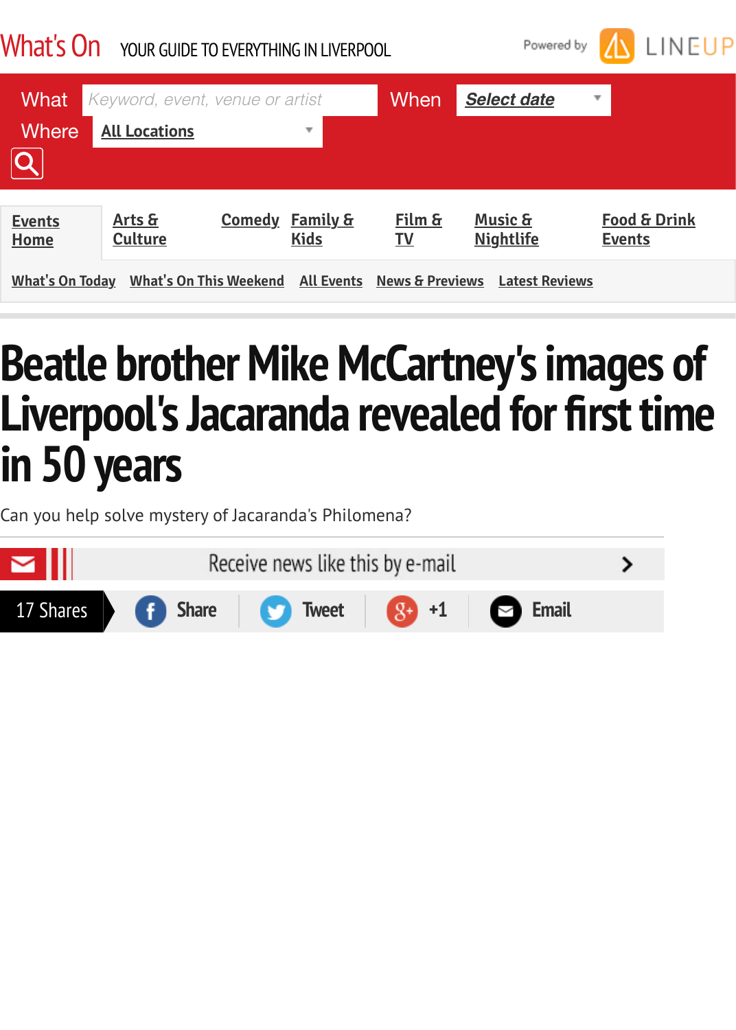What's On YOUR GUIDE TO EVERYTHING IN LIVERPOOL

Powered by LINEUP

What Keyword, event, venue or artist When Select date

Where All Locations

Events Home | Arts & Culture | Comedy | Family & Kids | Film & TV | Music & Nightlife | Food & Drink Events

What's On Today | What's On This Weekend | All Events | News & Previews | Latest Reviews

# Beatle brother Mike McCartney's images of Liverpool's Jacaranda revealed for first time in 50 years

Can you help solve mystery of Jacaranda's Philomena?

Receive news like this by e-mail

17 Shares | Share | Tweet | +1 | Email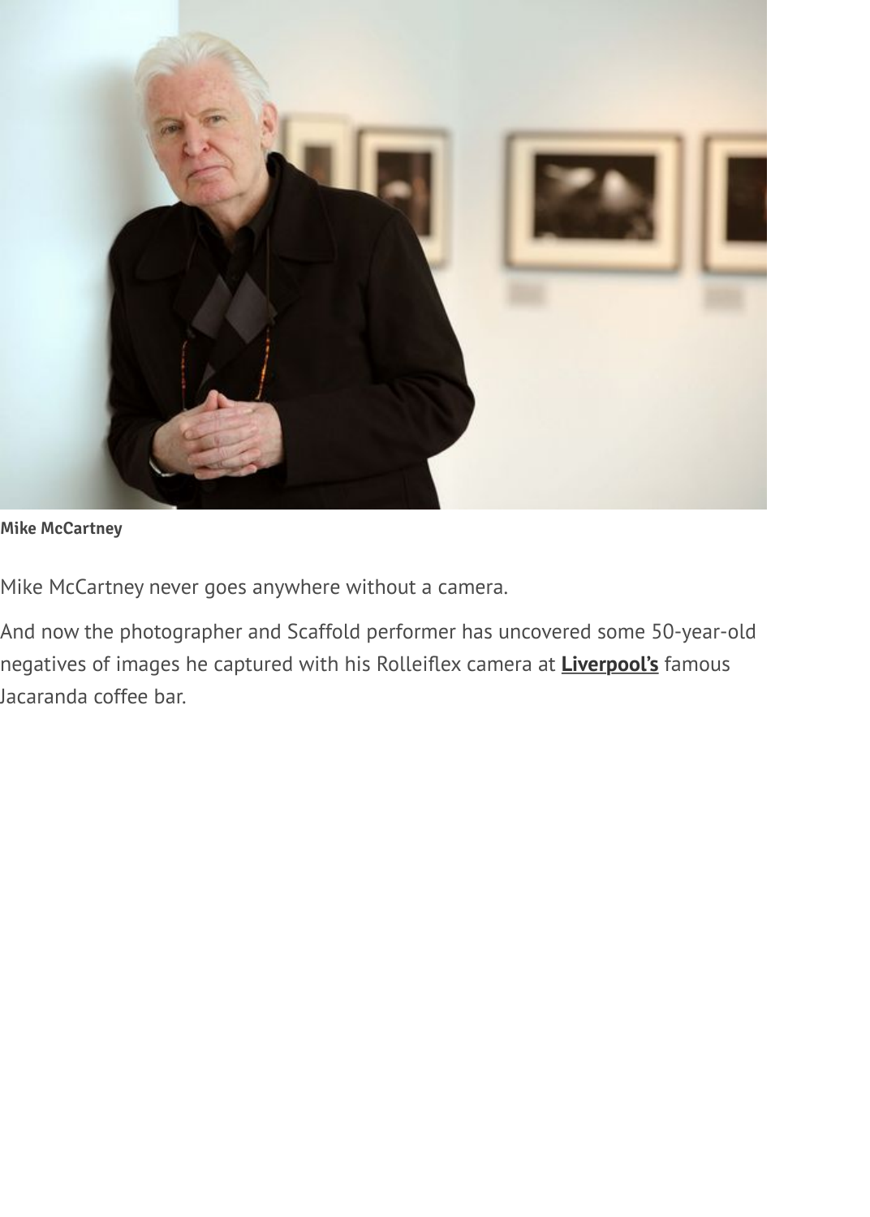**Mike McCartney**

Mike McCartney never goes anywhere without a camera.

And now the photographer and Scaffold performer has uncovered some 50-year-old negatives of images he captured with his Rolleiflex camera at **Liverpool's** famous Jacaranda coffee bar.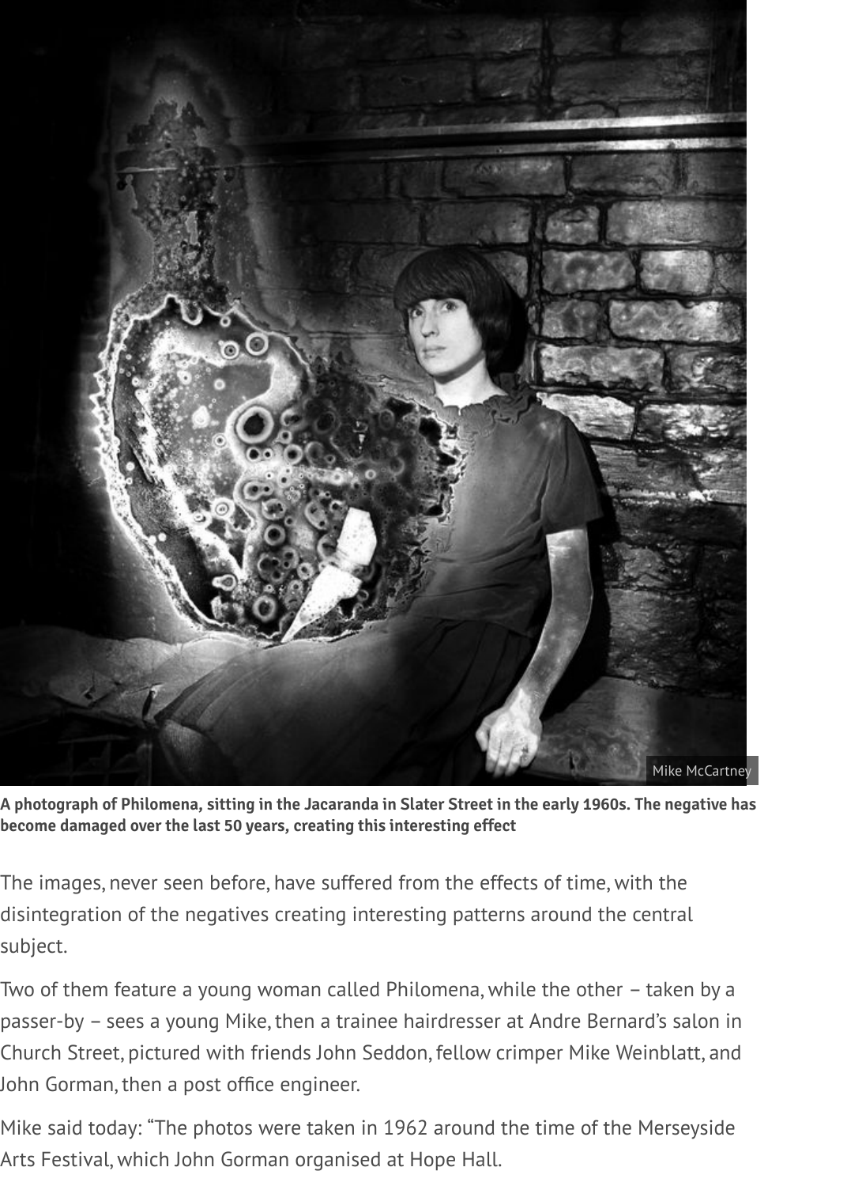Mike McCartney

**A photograph of Philomena, sitting in the Jacaranda in Slater Street in the early 1960s. The negative has become damaged over the last 50 years, creating this interesting effect**

The images, never seen before, have suffered from the effects of time, with the disintegration of the negatives creating interesting patterns around the central subject.

Two of them feature a young woman called Philomena, while the other – taken by a passer-by – sees a young Mike, then a trainee hairdresser at Andre Bernard's salon in Church Street, pictured with friends John Seddon, fellow crimper Mike Weinblatt, and John Gorman, then a post office engineer.

Mike said today: "The photos were taken in 1962 around the time of the Merseyside Arts Festival, which John Gorman organised at Hope Hall.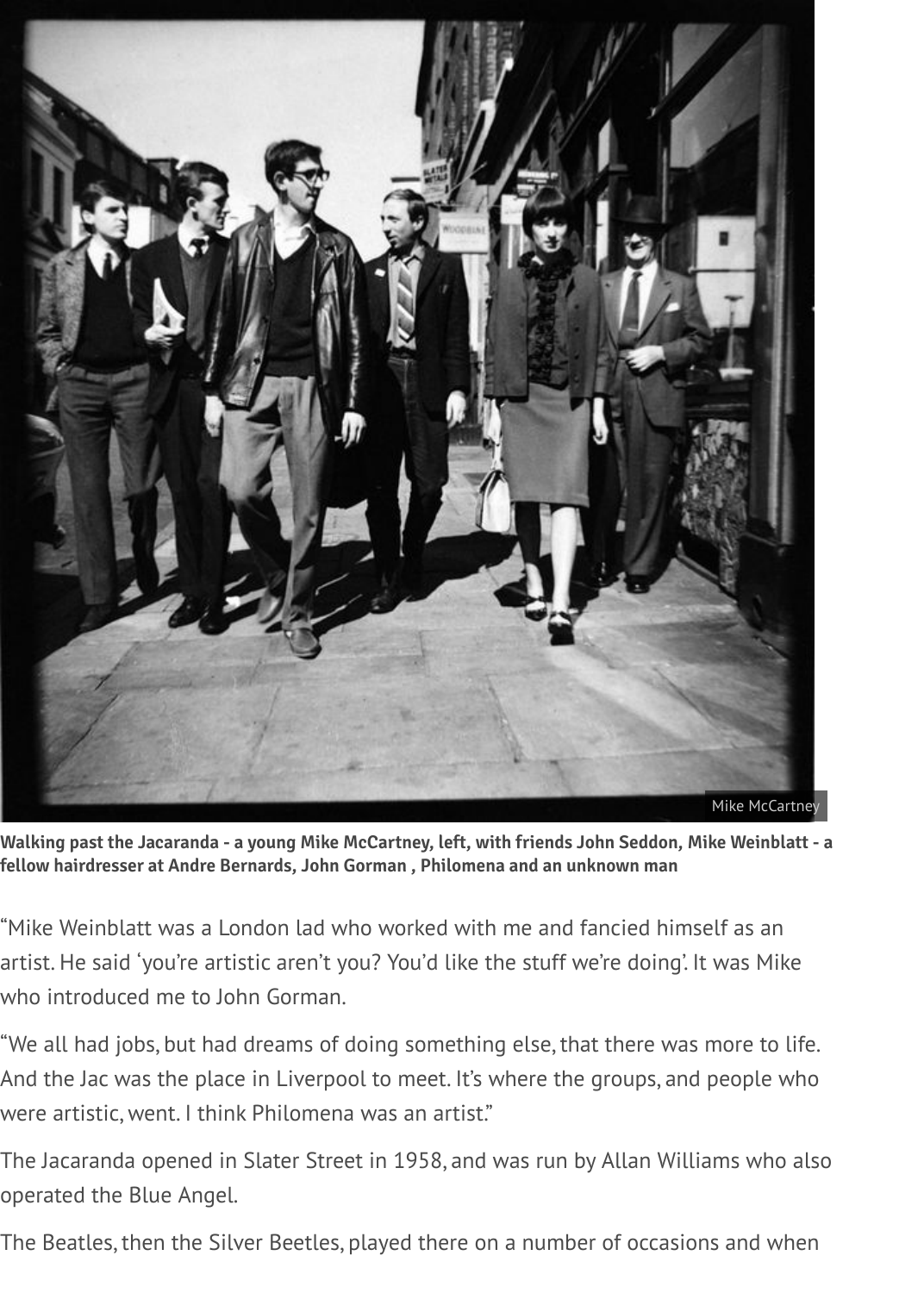**Walking past the Jacaranda - a young Mike McCartney, left, with friends John Seddon, Mike Weinblatt - a fellow hairdresser at Andre Bernards, John Gorman , Philomena and an unknown man**

"Mike Weinblatt was a London lad who worked with me and fancied himself as an artist. He said 'you're artistic aren't you? You'd like the stuff we're doing'. It was Mike who introduced me to John Gorman.

"We all had jobs, but had dreams of doing something else, that there was more to life. And the Jac was the place in Liverpool to meet. It's where the groups, and people who were artistic, went. I think Philomena was an artist."

The Jacaranda opened in Slater Street in 1958, and was run by Allan Williams who also operated the Blue Angel.

The Beatles, then the Silver Beetles, played there on a number of occasions and when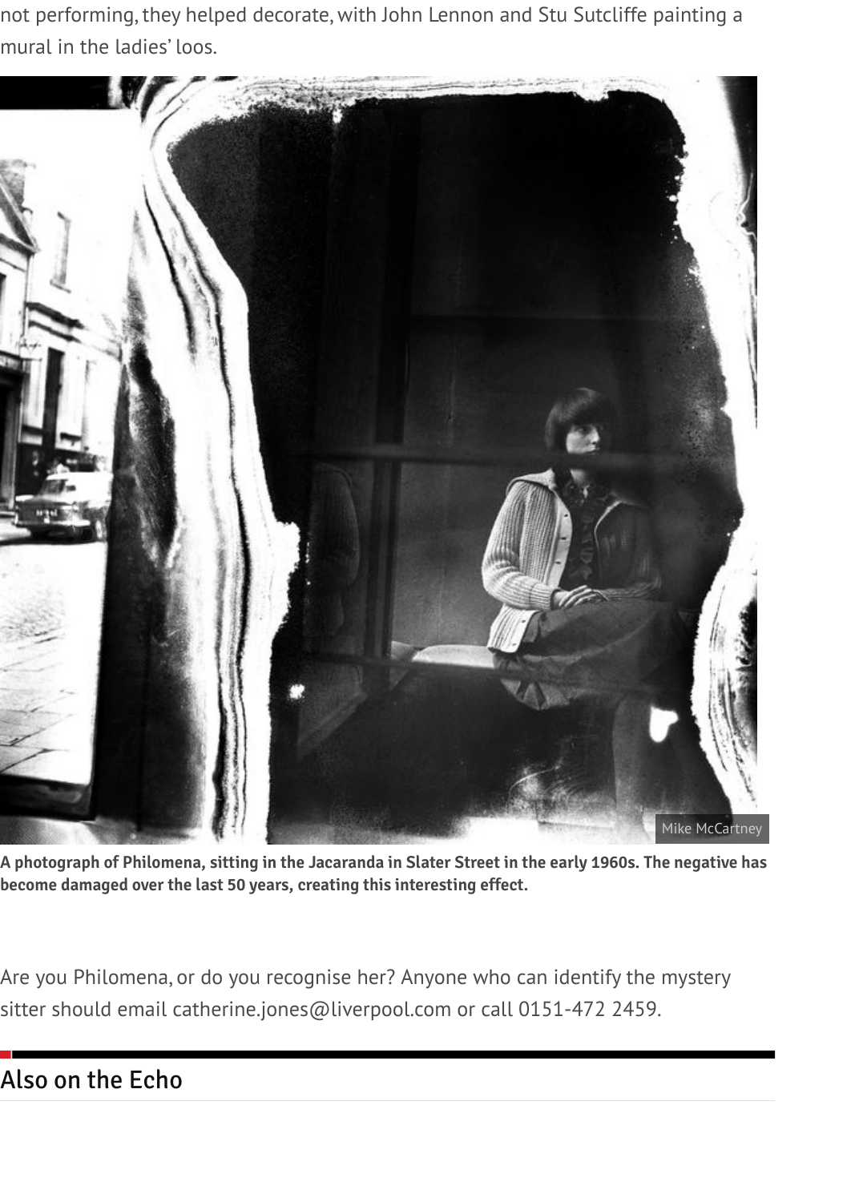not performing, they helped decorate, with John Lennon and Stu Sutcliffe painting a mural in the ladies' loos.

Mike McCartney

**A photograph of Philomena, sitting in the Jacaranda in Slater Street in the early 1960s. The negative has become damaged over the last 50 years, creating this interesting effect.**

Are you Philomena, or do you recognise her? Anyone who can identify the mystery sitter should email catherine.jones@liverpool.com or call 0151-472 2459.

## Also on the Echo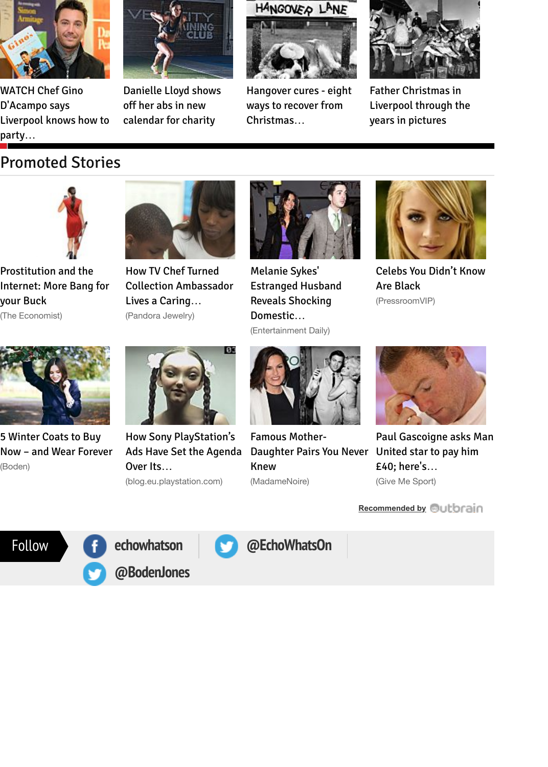WATCH Chef Gino D'Acampo says Liverpool knows how to party…

Danielle Lloyd shows off her abs in new calendar for charity

Hangover cures - eight ways to recover from Christmas…

Father Christmas in Liverpool through the years in pictures

## Promoted Stories

Prostitution and the Internet: More Bang for your Buck
(The Economist)

How TV Chef Turned Collection Ambassador Lives a Caring…
(Pandora Jewelry)

Melanie Sykes' Estranged Husband Reveals Shocking Domestic…
(Entertainment Daily)

Celebs You Didn't Know Are Black
(PressroomVIP)

5 Winter Coats to Buy Now – and Wear Forever
(Boden)

How Sony PlayStation's Ads Have Set the Agenda Over Its…
(blog.eu.playstation.com)

Famous Mother-Daughter Pairs You Never Knew
(MadameNoire)

Paul Gascoigne asks Man United star to pay him £40; here's…
(Give Me Sport)

Recommended by Outbrain

Follow echowhatson @EchoWhatsOn @BodenJones